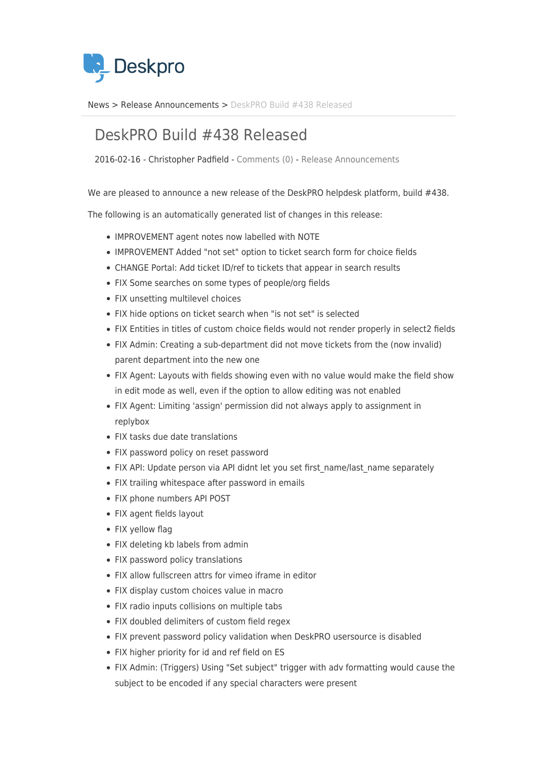Deskpro

News > Release Announcements > DeskPRO Build #438 Released

# DeskPRO Build #438 Released

2016-02-16 - Christopher Padfield - Comments (0) - Release Announcements

We are pleased to announce a new release of the DeskPRO helpdesk platform, build #438.

The following is an automatically generated list of changes in this release:

- IMPROVEMENT agent notes now labelled with NOTE
- IMPROVEMENT Added "not set" option to ticket search form for choice fields
- CHANGE Portal: Add ticket ID/ref to tickets that appear in search results
- FIX Some searches on some types of people/org fields
- FIX unsetting multilevel choices
- FIX hide options on ticket search when "is not set" is selected
- FIX Entities in titles of custom choice fields would not render properly in select2 fields
- FIX Admin: Creating a sub-department did not move tickets from the (now invalid) parent department into the new one
- FIX Agent: Layouts with fields showing even with no value would make the field show in edit mode as well, even if the option to allow editing was not enabled
- FIX Agent: Limiting 'assign' permission did not always apply to assignment in replybox
- FIX tasks due date translations
- FIX password policy on reset password
- FIX API: Update person via API didnt let you set first_name/last_name separately
- FIX trailing whitespace after password in emails
- FIX phone numbers API POST
- FIX agent fields layout
- FIX yellow flag
- FIX deleting kb labels from admin
- FIX password policy translations
- FIX allow fullscreen attrs for vimeo iframe in editor
- FIX display custom choices value in macro
- FIX radio inputs collisions on multiple tabs
- FIX doubled delimiters of custom field regex
- FIX prevent password policy validation when DeskPRO usersource is disabled
- FIX higher priority for id and ref field on ES
- FIX Admin: (Triggers) Using "Set subject" trigger with adv formatting would cause the subject to be encoded if any special characters were present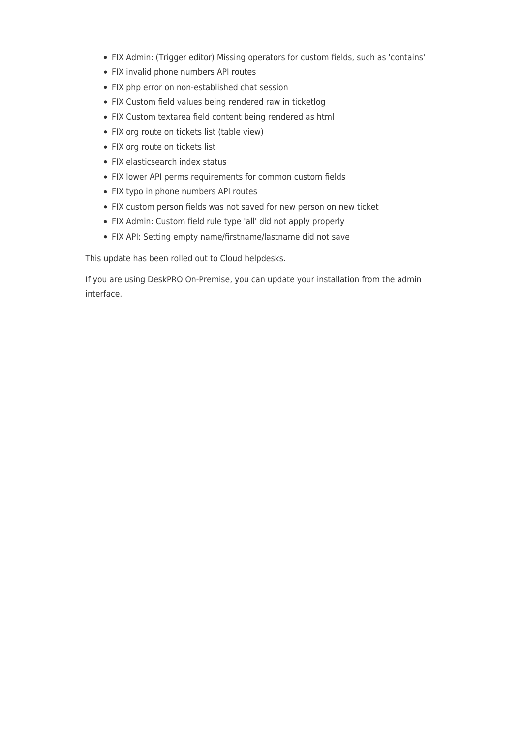- FIX Admin: (Trigger editor) Missing operators for custom fields, such as 'contains'
- FIX invalid phone numbers API routes
- FIX php error on non-established chat session
- FIX Custom field values being rendered raw in ticketlog
- FIX Custom textarea field content being rendered as html
- FIX org route on tickets list (table view)
- FIX org route on tickets list
- FIX elasticsearch index status
- FIX lower API perms requirements for common custom fields
- FIX typo in phone numbers API routes
- FIX custom person fields was not saved for new person on new ticket
- FIX Admin: Custom field rule type 'all' did not apply properly
- FIX API: Setting empty name/firstname/lastname did not save

This update has been rolled out to Cloud helpdesks.

If you are using DeskPRO On-Premise, you can update your installation from the admin interface.